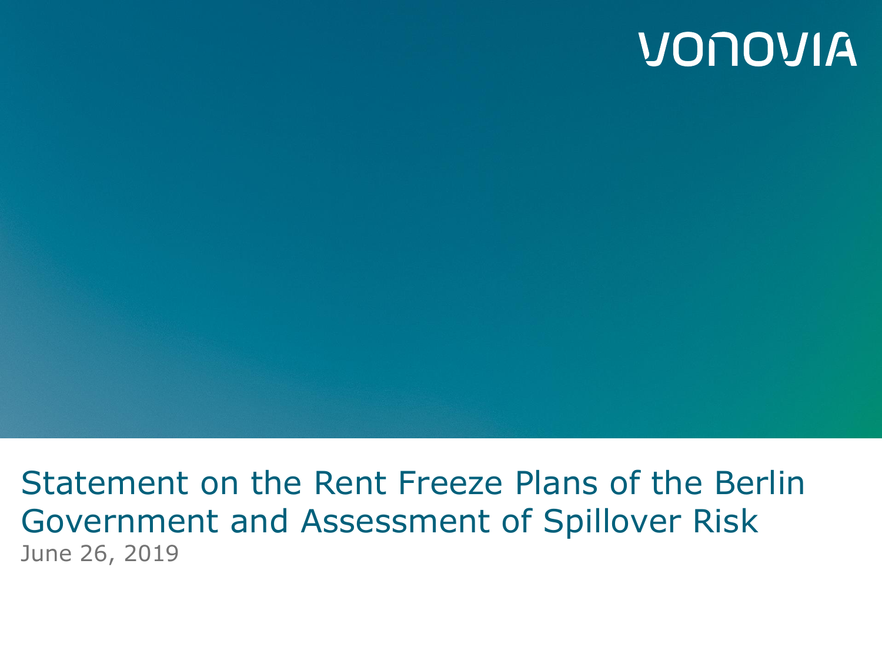VONOVIA

# Statement on the Rent Freeze Plans of the Berlin Government and Assessment of Spillover Risk

June 26, 2019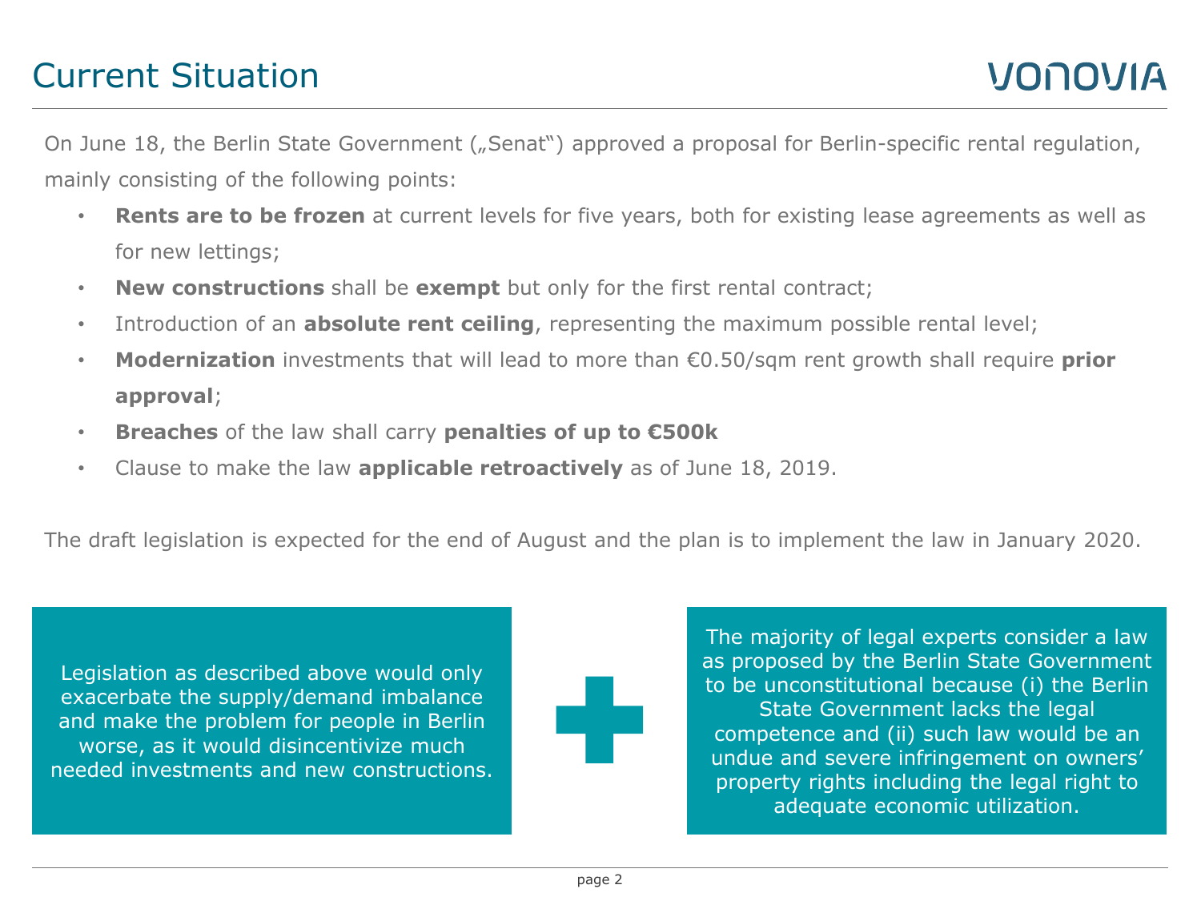# Current Situation

On June 18, the Berlin State Government („Senat") approved a proposal for Berlin-specific rental regulation, mainly consisting of the following points:

- **Rents are to be frozen** at current levels for five years, both for existing lease agreements as well as for new lettings;
- **New constructions** shall be **exempt** but only for the first rental contract;
- Introduction of an **absolute rent ceiling**, representing the maximum possible rental level;
- **Modernization** investments that will lead to more than €0.50/sqm rent growth shall require **prior approval**;
- **Breaches** of the law shall carry **penalties of up to €500k**
- Clause to make the law **applicable retroactively** as of June 18, 2019.

The draft legislation is expected for the end of August and the plan is to implement the law in January 2020.

Legislation as described above would only exacerbate the supply/demand imbalance and make the problem for people in Berlin worse, as it would disincentivize much needed investments and new constructions.

+

The majority of legal experts consider a law as proposed by the Berlin State Government to be unconstitutional because (i) the Berlin State Government lacks the legal competence and (ii) such law would be an undue and severe infringement on owners' property rights including the legal right to adequate economic utilization.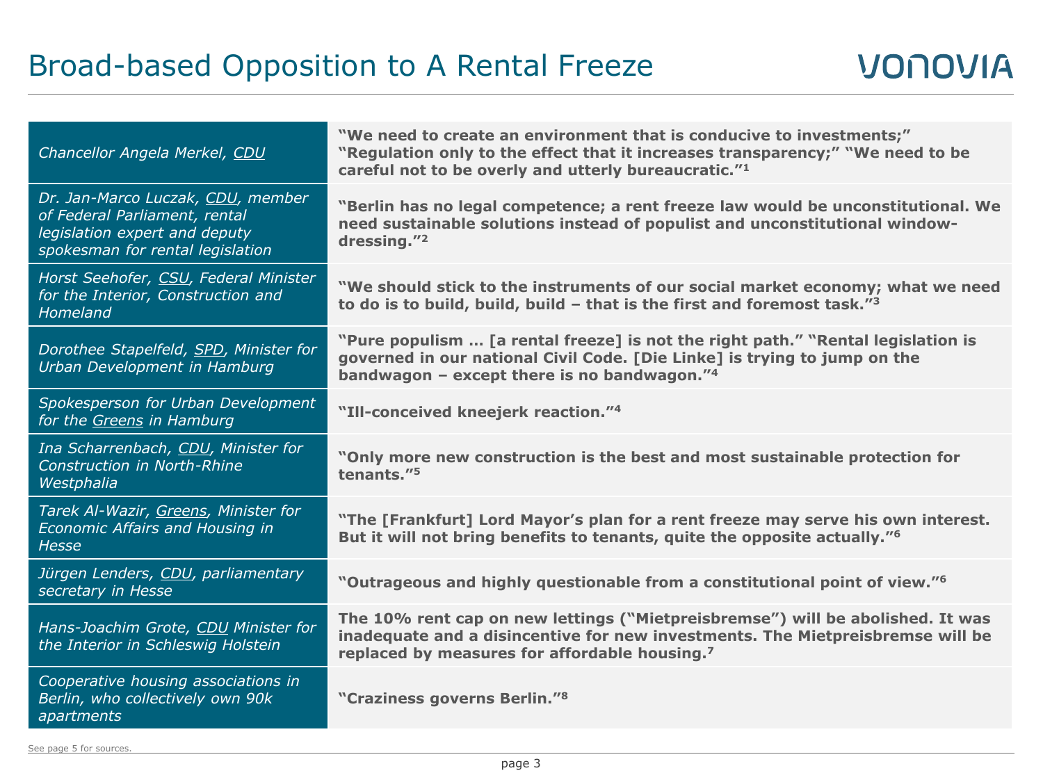# Broad-based Opposition to A Rental Freeze

| | |
|---|---|
| *Chancellor Angela Merkel, CDU* | **"We need to create an environment that is conducive to investments;" "Regulation only to the effect that it increases transparency;" "We need to be careful not to be overly and utterly bureaucratic."[1]** |
| *Dr. Jan-Marco Luczak, CDU, member of Federal Parliament, rental legislation expert and deputy spokesman for rental legislation* | **"Berlin has no legal competence; a rent freeze law would be unconstitutional. We need sustainable solutions instead of populist and unconstitutional window-dressing."[2]** |
| *Horst Seehofer, CSU, Federal Minister for the Interior, Construction and Homeland* | **"We should stick to the instruments of our social market economy; what we need to do is to build, build, build – that is the first and foremost task."[3]** |
| *Dorothee Stapelfeld, SPD, Minister for Urban Development in Hamburg* | **"Pure populism … [a rental freeze] is not the right path." "Rental legislation is governed in our national Civil Code. [Die Linke] is trying to jump on the bandwagon – except there is no bandwagon."[4]** |
| *Spokesperson for Urban Development for the Greens in Hamburg* | **"Ill-conceived kneejerk reaction."[4]** |
| *Ina Scharrenbach, CDU, Minister for Construction in North-Rhine Westphalia* | **"Only more new construction is the best and most sustainable protection for tenants."[5]** |
| *Tarek Al-Wazir, Greens, Minister for Economic Affairs and Housing in Hesse* | **"The [Frankfurt] Lord Mayor's plan for a rent freeze may serve his own interest. But it will not bring benefits to tenants, quite the opposite actually."[6]** |
| *Jürgen Lenders, CDU, parliamentary secretary in Hesse* | **"Outrageous and highly questionable from a constitutional point of view."[6]** |
| *Hans-Joachim Grote, CDU Minister for the Interior in Schleswig Holstein* | **The 10% rent cap on new lettings ("Mietpreisbremse") will be abolished. It was inadequate and a disincentive for new investments. The Mietpreisbremse will be replaced by measures for affordable housing.[7]** |
| *Cooperative housing associations in Berlin, who collectively own 90k apartments* | **"Craziness governs Berlin."[8]** |

See page 5 for sources.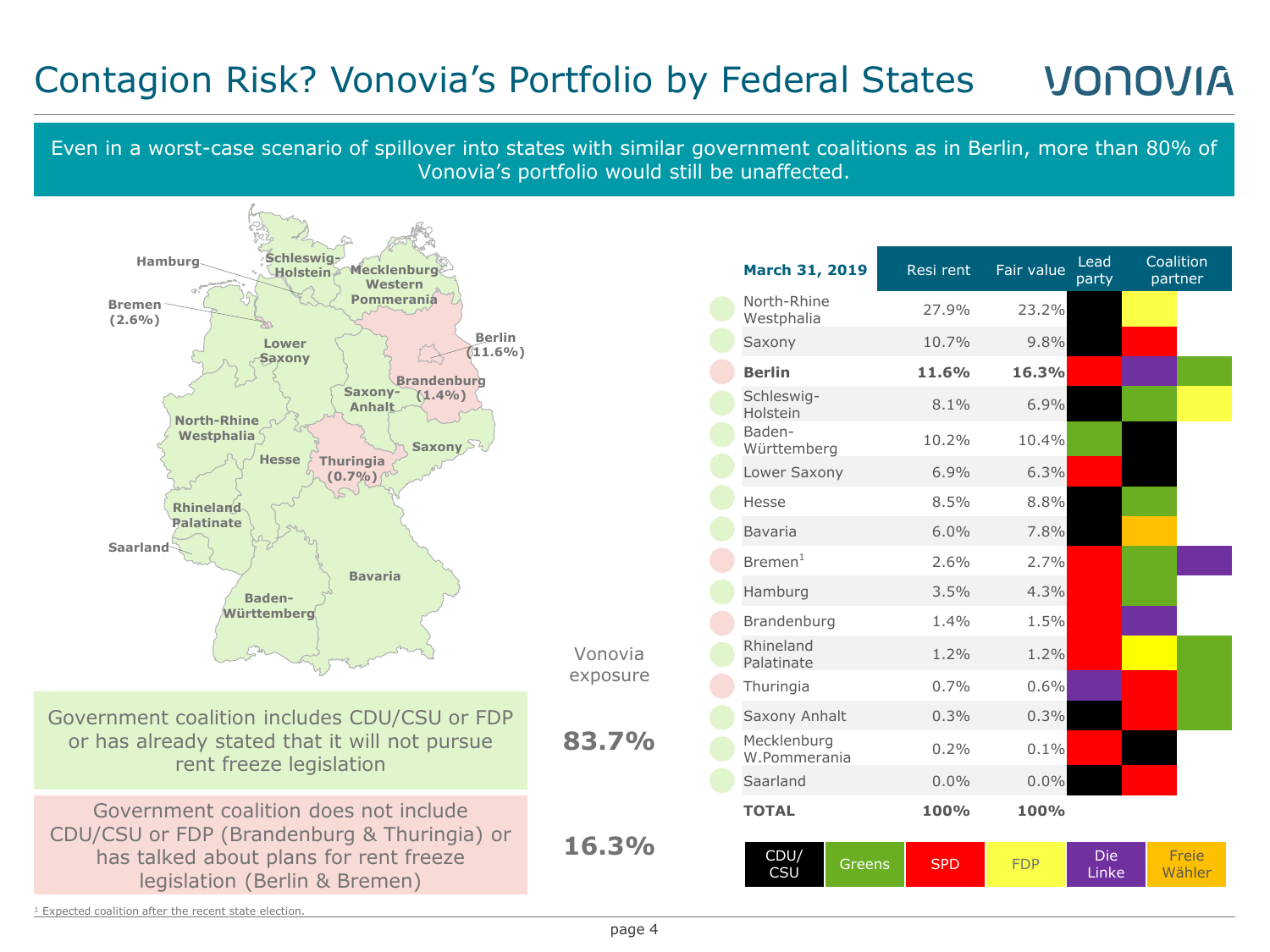# Contagion Risk? Vonovia's Portfolio by Federal States

Even in a worst-case scenario of spillover into states with similar government coalitions as in Berlin, more than 80% of Vonovia's portfolio would still be unaffected.

| March 31, 2019 | Resi rent | Fair value | Lead party | Coalition partner | |
|---|---|---|---|---|---|
| North-Rhine Westphalia | 27.9% | 23.2% | CDU/CSU | FDP | |
| Saxony | 10.7% | 9.8% | CDU/CSU | SPD | |
| **Berlin** | **11.6%** | **16.3%** | SPD | Die Linke | Greens |
| Schleswig-Holstein | 8.1% | 6.9% | CDU/CSU | Greens | FDP |
| Baden-Württemberg | 10.2% | 10.4% | Greens | CDU/CSU | |
| Lower Saxony | 6.9% | 6.3% | SPD | CDU/CSU | |
| Hesse | 8.5% | 8.8% | CDU/CSU | Greens | |
| Bavaria | 6.0% | 7.8% | CDU/CSU | Freie Wähler | |
| Bremen[1] | 2.6% | 2.7% | SPD | Greens | Die Linke |
| Hamburg | 3.5% | 4.3% | SPD | Greens | |
| Brandenburg | 1.4% | 1.5% | SPD | Die Linke | |
| Rhineland Palatinate | 1.2% | 1.2% | SPD | FDP | Greens |
| Thuringia | 0.7% | 0.6% | Die Linke | SPD | Greens |
| Saxony Anhalt | 0.3% | 0.3% | CDU/CSU | SPD | Greens |
| Mecklenburg W.Pommerania | 0.2% | 0.1% | SPD | CDU/CSU | |
| Saarland | 0.0% | 0.0% | CDU/CSU | SPD | |
| **TOTAL** | **100%** | **100%** | | | |

Legend: CDU/CSU · Greens · SPD · FDP · Die Linke · Freie Wähler

Map labels: Hamburg; Bremen (2.6%); Schleswig-Holstein; Mecklenburg Western Pommerania; Lower Saxony; Berlin (11.6%); Brandenburg (1.4%); Saxony-Anhalt; North-Rhine Westphalia; Hesse; Thuringia (0.7%); Saxony; Rhineland Palatinate; Saarland; Bavaria; Baden-Württemberg

| | Vonovia exposure |
|---|---|
| Government coalition includes CDU/CSU or FDP or has already stated that it will not pursue rent freeze legislation | **83.7%** |
| Government coalition does not include CDU/CSU or FDP (Brandenburg & Thuringia) or has talked about plans for rent freeze legislation (Berlin & Bremen) | **16.3%** |

[1] Expected coalition after the recent state election.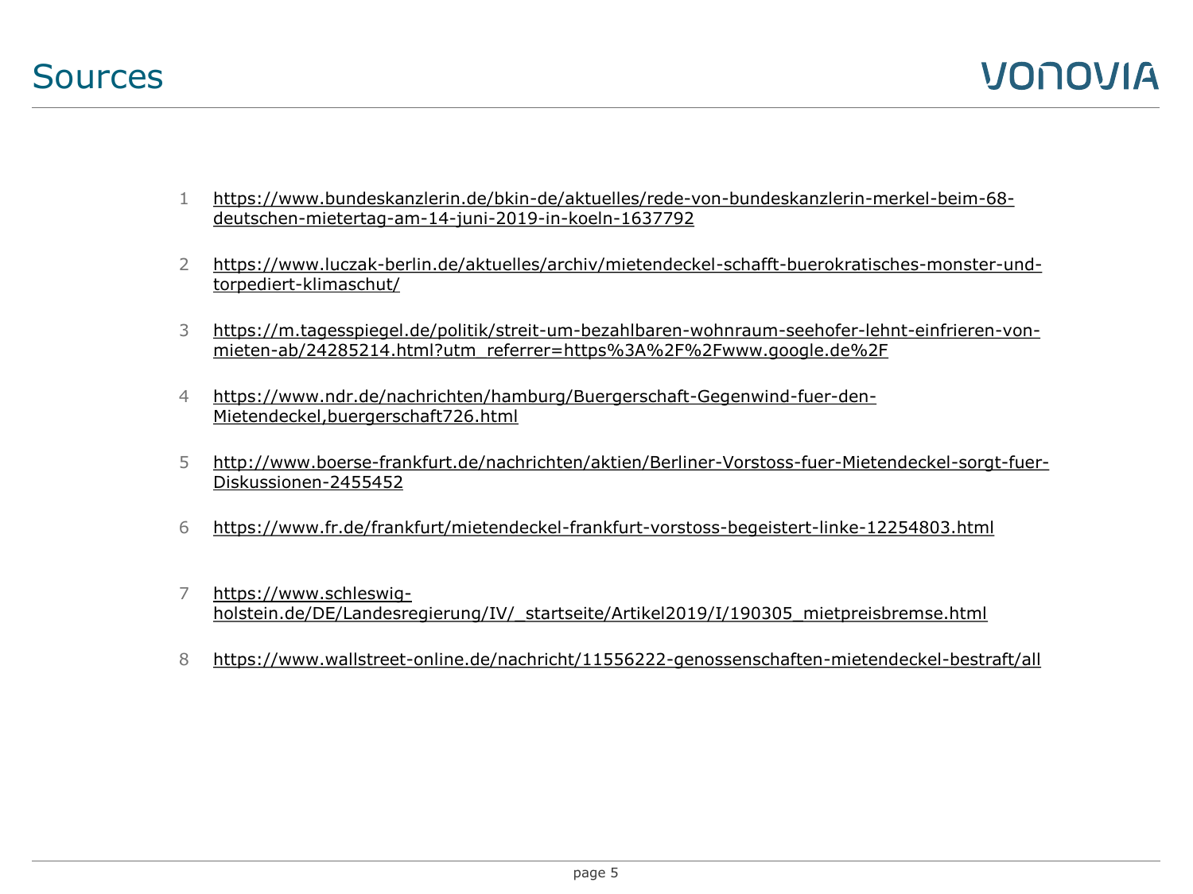# Sources

1. https://www.bundeskanzlerin.de/bkin-de/aktuelles/rede-von-bundeskanzlerin-merkel-beim-68-deutschen-mietertag-am-14-juni-2019-in-koeln-1637792
2. https://www.luczak-berlin.de/aktuelles/archiv/mietendeckel-schafft-buerokratisches-monster-und-torpediert-klimaschut/
3. https://m.tagesspiegel.de/politik/streit-um-bezahlbaren-wohnraum-seehofer-lehnt-einfrieren-von-mieten-ab/24285214.html?utm_referrer=https%3A%2F%2Fwww.google.de%2F
4. https://www.ndr.de/nachrichten/hamburg/Buergerschaft-Gegenwind-fuer-den-Mietendeckel,buergerschaft726.html
5. http://www.boerse-frankfurt.de/nachrichten/aktien/Berliner-Vorstoss-fuer-Mietendeckel-sorgt-fuer-Diskussionen-2455452
6. https://www.fr.de/frankfurt/mietendeckel-frankfurt-vorstoss-begeistert-linke-12254803.html
7. https://www.schleswig-holstein.de/DE/Landesregierung/IV/_startseite/Artikel2019/I/190305_mietpreisbremse.html
8. https://www.wallstreet-online.de/nachricht/11556222-genossenschaften-mietendeckel-bestraft/all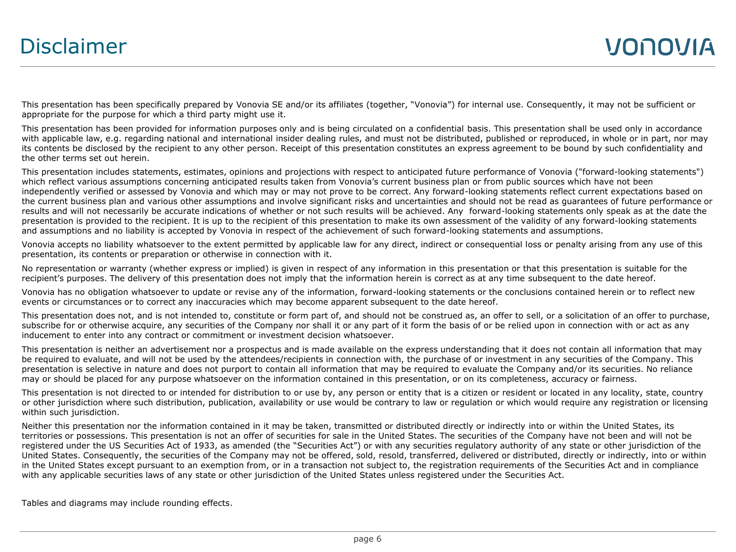# Disclaimer

This presentation has been specifically prepared by Vonovia SE and/or its affiliates (together, "Vonovia") for internal use. Consequently, it may not be sufficient or appropriate for the purpose for which a third party might use it.

This presentation has been provided for information purposes only and is being circulated on a confidential basis. This presentation shall be used only in accordance with applicable law, e.g. regarding national and international insider dealing rules, and must not be distributed, published or reproduced, in whole or in part, nor may its contents be disclosed by the recipient to any other person. Receipt of this presentation constitutes an express agreement to be bound by such confidentiality and the other terms set out herein.

This presentation includes statements, estimates, opinions and projections with respect to anticipated future performance of Vonovia ("forward-looking statements") which reflect various assumptions concerning anticipated results taken from Vonovia's current business plan or from public sources which have not been independently verified or assessed by Vonovia and which may or may not prove to be correct. Any forward-looking statements reflect current expectations based on the current business plan and various other assumptions and involve significant risks and uncertainties and should not be read as guarantees of future performance or results and will not necessarily be accurate indications of whether or not such results will be achieved. Any forward-looking statements only speak as at the date the presentation is provided to the recipient. It is up to the recipient of this presentation to make its own assessment of the validity of any forward-looking statements and assumptions and no liability is accepted by Vonovia in respect of the achievement of such forward-looking statements and assumptions.

Vonovia accepts no liability whatsoever to the extent permitted by applicable law for any direct, indirect or consequential loss or penalty arising from any use of this presentation, its contents or preparation or otherwise in connection with it.

No representation or warranty (whether express or implied) is given in respect of any information in this presentation or that this presentation is suitable for the recipient's purposes. The delivery of this presentation does not imply that the information herein is correct as at any time subsequent to the date hereof.

Vonovia has no obligation whatsoever to update or revise any of the information, forward-looking statements or the conclusions contained herein or to reflect new events or circumstances or to correct any inaccuracies which may become apparent subsequent to the date hereof.

This presentation does not, and is not intended to, constitute or form part of, and should not be construed as, an offer to sell, or a solicitation of an offer to purchase, subscribe for or otherwise acquire, any securities of the Company nor shall it or any part of it form the basis of or be relied upon in connection with or act as any inducement to enter into any contract or commitment or investment decision whatsoever.

This presentation is neither an advertisement nor a prospectus and is made available on the express understanding that it does not contain all information that may be required to evaluate, and will not be used by the attendees/recipients in connection with, the purchase of or investment in any securities of the Company. This presentation is selective in nature and does not purport to contain all information that may be required to evaluate the Company and/or its securities. No reliance may or should be placed for any purpose whatsoever on the information contained in this presentation, or on its completeness, accuracy or fairness.

This presentation is not directed to or intended for distribution to or use by, any person or entity that is a citizen or resident or located in any locality, state, country or other jurisdiction where such distribution, publication, availability or use would be contrary to law or regulation or which would require any registration or licensing within such jurisdiction.

Neither this presentation nor the information contained in it may be taken, transmitted or distributed directly or indirectly into or within the United States, its territories or possessions. This presentation is not an offer of securities for sale in the United States. The securities of the Company have not been and will not be registered under the US Securities Act of 1933, as amended (the "Securities Act") or with any securities regulatory authority of any state or other jurisdiction of the United States. Consequently, the securities of the Company may not be offered, sold, resold, transferred, delivered or distributed, directly or indirectly, into or within in the United States except pursuant to an exemption from, or in a transaction not subject to, the registration requirements of the Securities Act and in compliance with any applicable securities laws of any state or other jurisdiction of the United States unless registered under the Securities Act.

Tables and diagrams may include rounding effects.